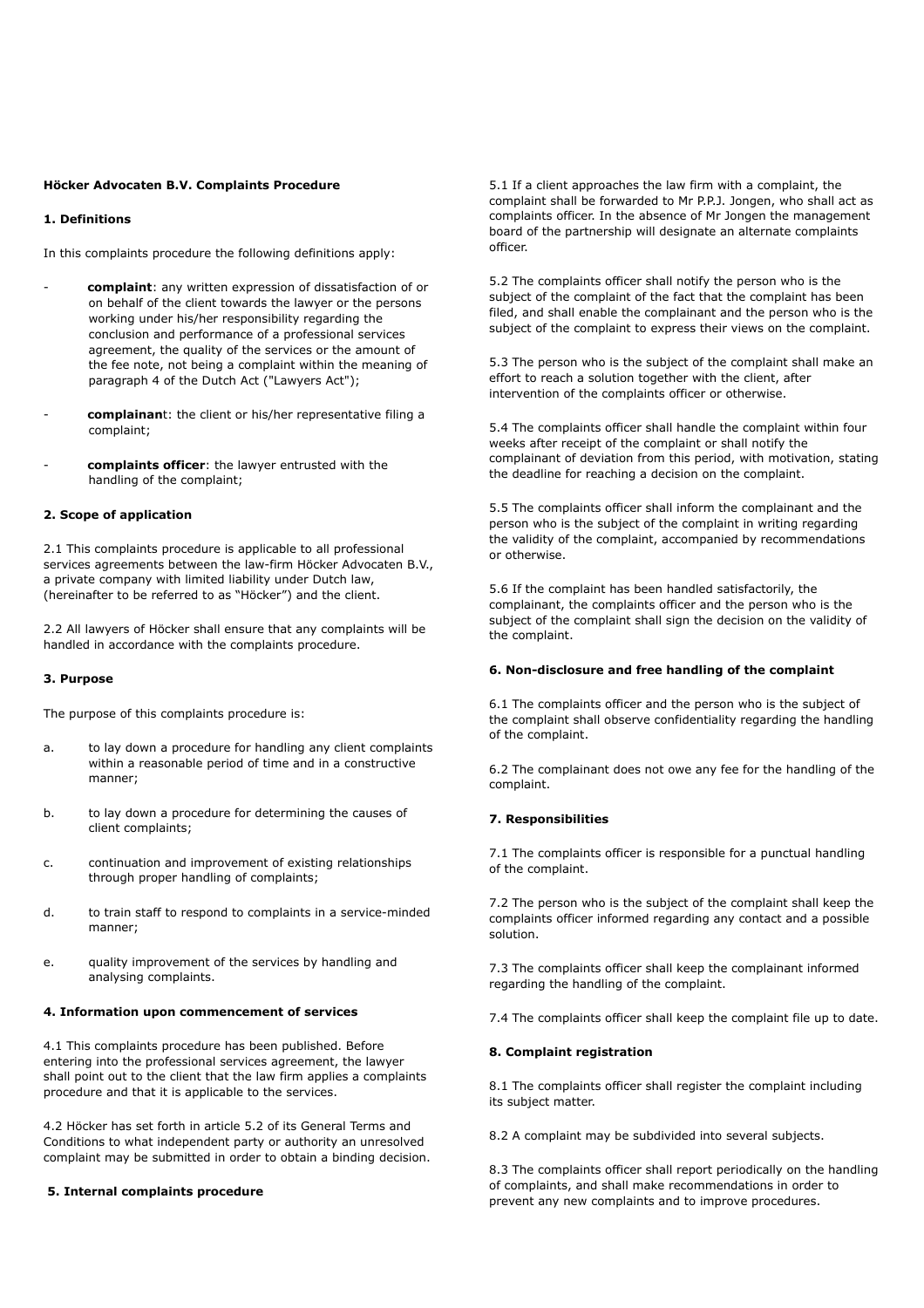**Höcker Advocaten B.V. Complaints Procedure**

**1. Definitions**

In this complaints procedure the following definitions apply:

- **complaint**: any written expression of dissatisfaction of or on behalf of the client towards the lawyer or the persons working under his/her responsibility regarding the conclusion and performance of a professional services agreement, the quality of the services or the amount of the fee note, not being a complaint within the meaning of paragraph 4 of the Dutch Act ("Lawyers Act");
- **complainant**: the client or his/her representative filing a complaint;
- **complaints officer**: the lawyer entrusted with the handling of the complaint;

**2. Scope of application**

2.1 This complaints procedure is applicable to all professional services agreements between the law-firm Höcker Advocaten B.V., a private company with limited liability under Dutch law, (hereinafter to be referred to as "Höcker") and the client.

2.2 All lawyers of Höcker shall ensure that any complaints will be handled in accordance with the complaints procedure.

**3. Purpose**

The purpose of this complaints procedure is:

a. to lay down a procedure for handling any client complaints within a reasonable period of time and in a constructive manner;

b. to lay down a procedure for determining the causes of client complaints;

c. continuation and improvement of existing relationships through proper handling of complaints;

d. to train staff to respond to complaints in a service-minded manner;

e. quality improvement of the services by handling and analysing complaints.

**4. Information upon commencement of services**

4.1 This complaints procedure has been published. Before entering into the professional services agreement, the lawyer shall point out to the client that the law firm applies a complaints procedure and that it is applicable to the services.

4.2 Höcker has set forth in article 5.2 of its General Terms and Conditions to what independent party or authority an unresolved complaint may be submitted in order to obtain a binding decision.

**5. Internal complaints procedure**

5.1 If a client approaches the law firm with a complaint, the complaint shall be forwarded to Mr P.P.J. Jongen, who shall act as complaints officer. In the absence of Mr Jongen the management board of the partnership will designate an alternate complaints officer.

5.2 The complaints officer shall notify the person who is the subject of the complaint of the fact that the complaint has been filed, and shall enable the complainant and the person who is the subject of the complaint to express their views on the complaint.

5.3 The person who is the subject of the complaint shall make an effort to reach a solution together with the client, after intervention of the complaints officer or otherwise.

5.4 The complaints officer shall handle the complaint within four weeks after receipt of the complaint or shall notify the complainant of deviation from this period, with motivation, stating the deadline for reaching a decision on the complaint.

5.5 The complaints officer shall inform the complainant and the person who is the subject of the complaint in writing regarding the validity of the complaint, accompanied by recommendations or otherwise.

5.6 If the complaint has been handled satisfactorily, the complainant, the complaints officer and the person who is the subject of the complaint shall sign the decision on the validity of the complaint.

**6. Non-disclosure and free handling of the complaint**

6.1 The complaints officer and the person who is the subject of the complaint shall observe confidentiality regarding the handling of the complaint.

6.2 The complainant does not owe any fee for the handling of the complaint.

**7. Responsibilities**

7.1 The complaints officer is responsible for a punctual handling of the complaint.

7.2 The person who is the subject of the complaint shall keep the complaints officer informed regarding any contact and a possible solution.

7.3 The complaints officer shall keep the complainant informed regarding the handling of the complaint.

7.4 The complaints officer shall keep the complaint file up to date.

**8. Complaint registration**

8.1 The complaints officer shall register the complaint including its subject matter.

8.2 A complaint may be subdivided into several subjects.

8.3 The complaints officer shall report periodically on the handling of complaints, and shall make recommendations in order to prevent any new complaints and to improve procedures.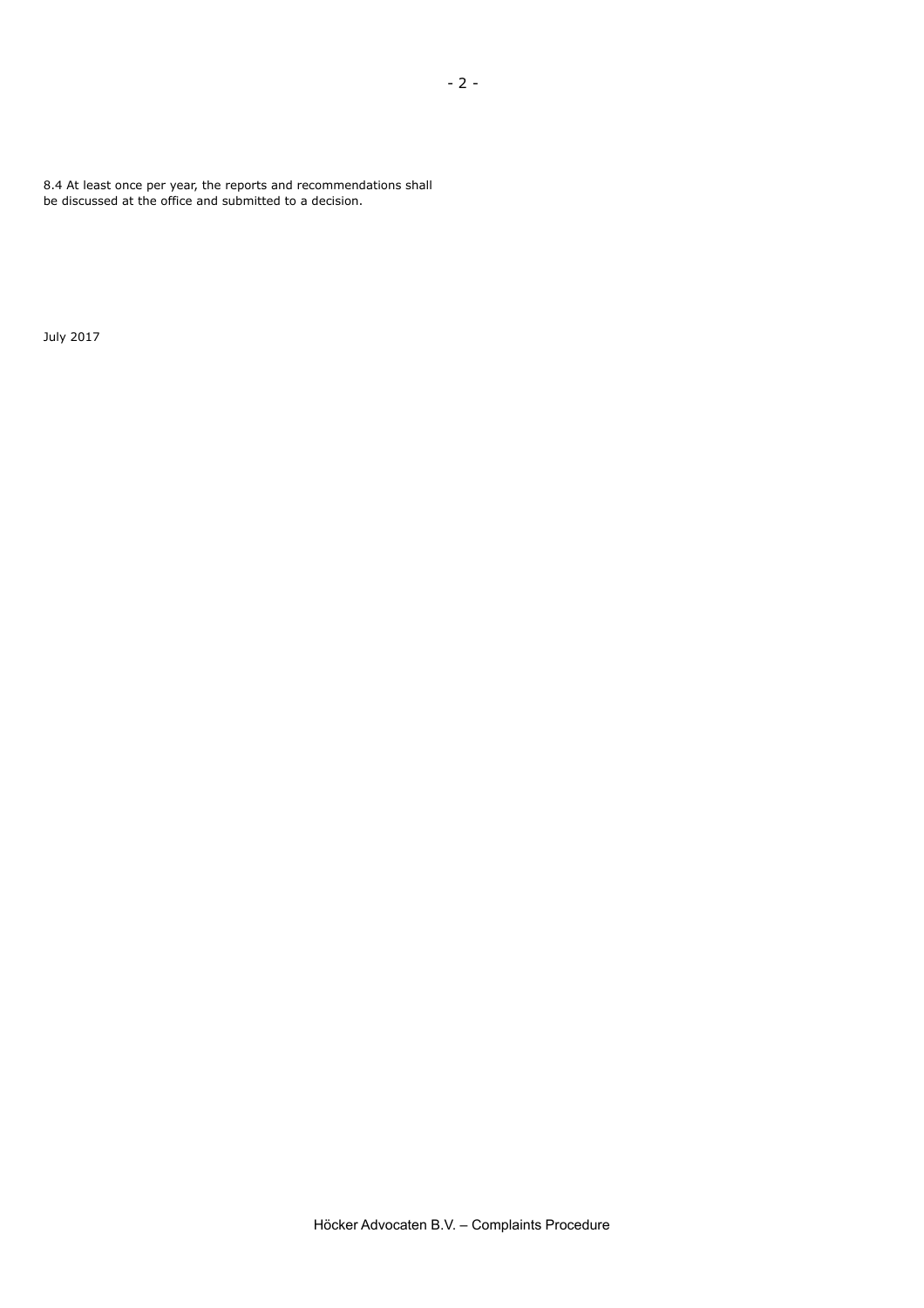8.4 At least once per year, the reports and recommendations shall be discussed at the office and submitted to a decision.

July 2017